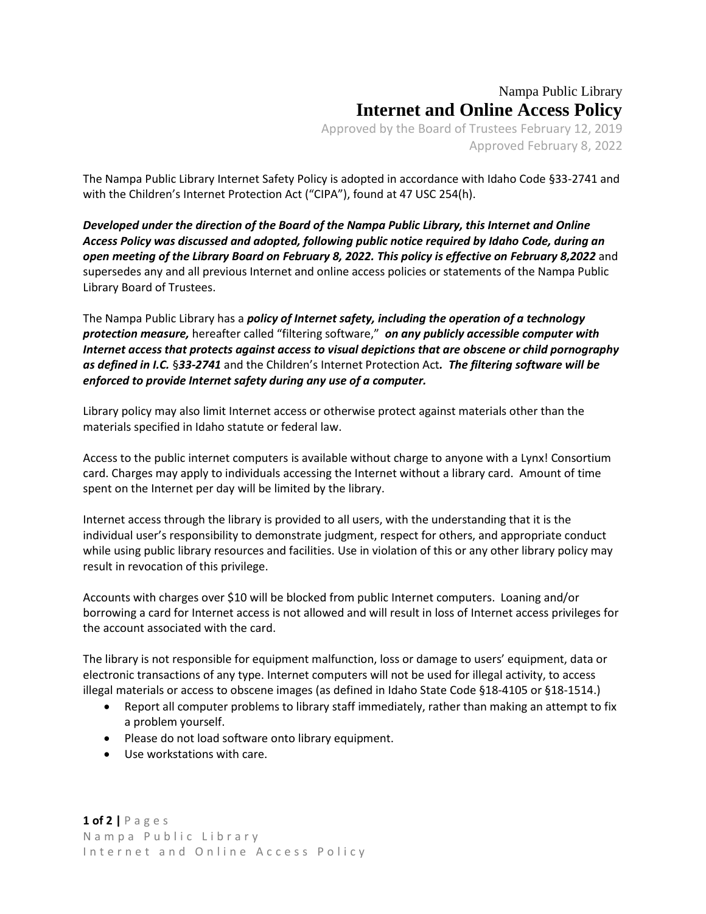Nampa Public Library

# Internet and Online Access Policy

Approved by the Board of Trustees February 12, 2019
Approved February 8, 2022

The Nampa Public Library Internet Safety Policy is adopted in accordance with Idaho Code §33-2741 and with the Children's Internet Protection Act ("CIPA"), found at 47 USC 254(h).

***Developed under the direction of the Board of the Nampa Public Library, this Internet and Online Access Policy was discussed and adopted, following public notice required by Idaho Code, during an open meeting of the Library Board on February 8, 2022. This policy is effective on February 8,2022*** and supersedes any and all previous Internet and online access policies or statements of the Nampa Public Library Board of Trustees.

The Nampa Public Library has a ***policy of Internet safety, including the operation of a technology protection measure,*** hereafter called "filtering software," ***on any publicly accessible computer with Internet access that protects against access to visual depictions that are obscene or child pornography as defined in I.C.*** §***33-2741*** and the Children's Internet Protection Act***. The filtering software will be enforced to provide Internet safety during any use of a computer.***

Library policy may also limit Internet access or otherwise protect against materials other than the materials specified in Idaho statute or federal law.

Access to the public internet computers is available without charge to anyone with a Lynx! Consortium card. Charges may apply to individuals accessing the Internet without a library card. Amount of time spent on the Internet per day will be limited by the library.

Internet access through the library is provided to all users, with the understanding that it is the individual user's responsibility to demonstrate judgment, respect for others, and appropriate conduct while using public library resources and facilities. Use in violation of this or any other library policy may result in revocation of this privilege.

Accounts with charges over $10 will be blocked from public Internet computers. Loaning and/or borrowing a card for Internet access is not allowed and will result in loss of Internet access privileges for the account associated with the card.

The library is not responsible for equipment malfunction, loss or damage to users' equipment, data or electronic transactions of any type. Internet computers will not be used for illegal activity, to access illegal materials or access to obscene images (as defined in Idaho State Code §18-4105 or §18-1514.)

- Report all computer problems to library staff immediately, rather than making an attempt to fix a problem yourself.
- Please do not load software onto library equipment.
- Use workstations with care.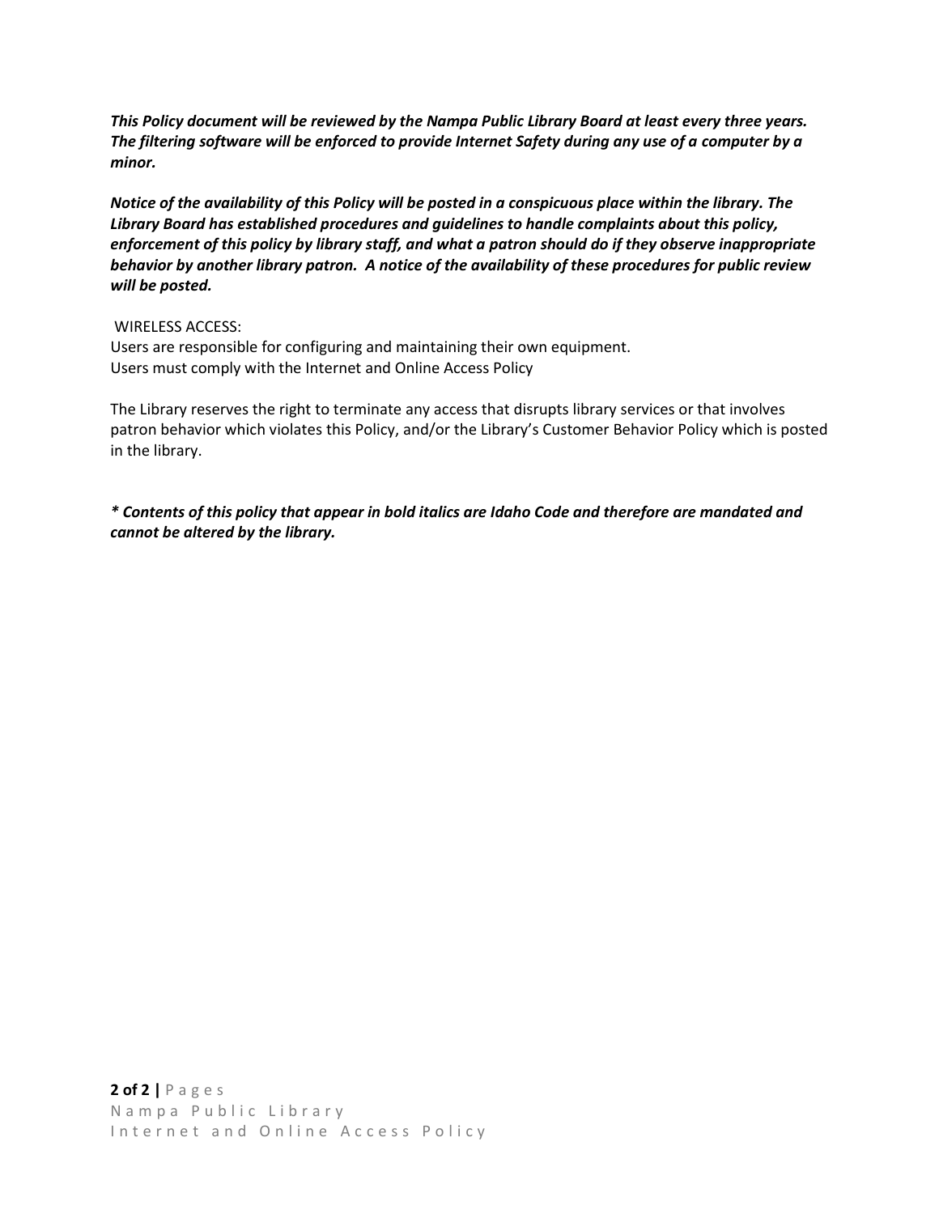***This Policy document will be reviewed by the Nampa Public Library Board at least every three years. The filtering software will be enforced to provide Internet Safety during any use of a computer by a minor.***

***Notice of the availability of this Policy will be posted in a conspicuous place within the library. The Library Board has established procedures and guidelines to handle complaints about this policy, enforcement of this policy by library staff, and what a patron should do if they observe inappropriate behavior by another library patron. A notice of the availability of these procedures for public review will be posted.***

WIRELESS ACCESS:
Users are responsible for configuring and maintaining their own equipment.
Users must comply with the Internet and Online Access Policy

The Library reserves the right to terminate any access that disrupts library services or that involves patron behavior which violates this Policy, and/or the Library's Customer Behavior Policy which is posted in the library.

***\* Contents of this policy that appear in bold italics are Idaho Code and therefore are mandated and cannot be altered by the library.***